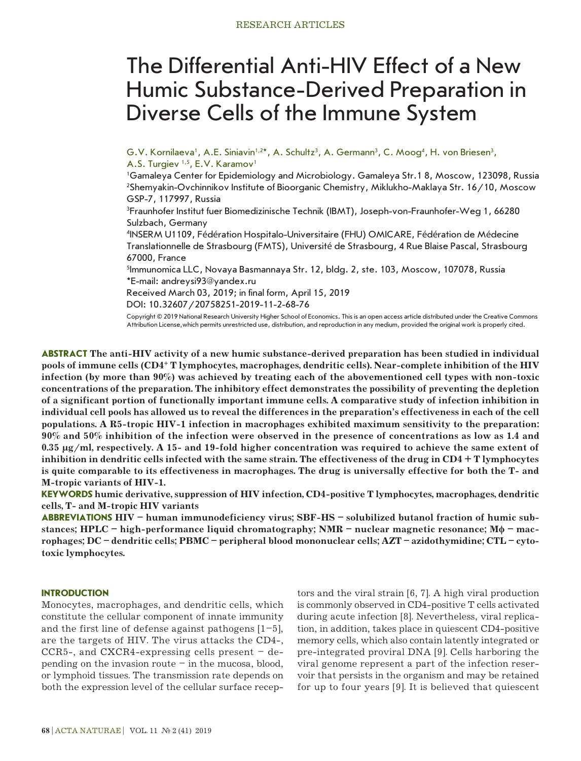# The Differential Anti-HIV Effect of a New Humic Substance-Derived Preparation in Diverse Cells of the Immune System

G.V. Kornilaeva[1], A.E. Siniavin[1,2]*, A. Schultz[3], A. Germann[3], C. Moog[4], H. von Briesen[3], A.S. Turgiev [1,5], E.V. Karamov[1]

[1]Gamaleya Center for Epidemiology and Microbiology. Gamaleya Str.1 8, Moscow, 123098, Russia

[2]Shemyakin-Ovchinnikov Institute of Bioorganic Chemistry, Miklukho-Maklaya Str. 16/10, Moscow GSP-7, 117997, Russia

[3]Fraunhofer Institut fuer Biomedizinische Technik (IBMT), Joseph-von-Fraunhofer-Weg 1, 66280 Sulzbach, Germany

[4]INSERM U1109, Fédération Hospitalo-Universitaire (FHU) OMICARE, Fédération de Médecine Translationnelle de Strasbourg (FMTS), Université de Strasbourg, 4 Rue Blaise Pascal, Strasbourg 67000, France

[5]Immunomica LLC, Novaya Basmannaya Str. 12, bldg. 2, ste. 103, Moscow, 107078, Russia

*E-mail: andreysi93@yandex.ru

Received March 03, 2019; in final form, April 15, 2019

DOI: 10.32607/20758251-2019-11-2-68-76

Copyright © 2019 National Research University Higher School of Economics. This is an open access article distributed under the Creative Commons Attribution License,which permits unrestricted use, distribution, and reproduction in any medium, provided the original work is properly cited.

**ABSTRACT The anti-HIV activity of a new humic substance-derived preparation has been studied in individual pools of immune cells ($CD4^+$ T lymphocytes, macrophages, dendritic cells). Near-complete inhibition of the HIV infection (by more than 90%) was achieved by treating each of the abovementioned cell types with non-toxic concentrations of the preparation. The inhibitory effect demonstrates the possibility of preventing the depletion of a significant portion of functionally important immune cells. A comparative study of infection inhibition in individual cell pools has allowed us to reveal the differences in the preparation's effectiveness in each of the cell populations. A R5-tropic HIV-1 infection in macrophages exhibited maximum sensitivity to the preparation: 90% and 50% inhibition of the infection were observed in the presence of concentrations as low as 1.4 and 0.35 µg/ml, respectively. A 15- and 19-fold higher concentration was required to achieve the same extent of inhibition in dendritic cells infected with the same strain. The effectiveness of the drug in CD4 + T lymphocytes is quite comparable to its effectiveness in macrophages. The drug is universally effective for both the T- and M-tropic variants of HIV-1.**

**KEYWORDS humic derivative, suppression of HIV infection, CD4-positive T lymphocytes, macrophages, dendritic cells, T- and M-tropic HIV variants**

**ABBREVIATIONS HIV – human immunodeficiency virus; SBF-HS – solubilized butanol fraction of humic substances; HPLC – high-performance liquid chromatography; NMR – nuclear magnetic resonance; Mϕ – macrophages; DC – dendritic cells; PBMC – peripheral blood mononuclear cells; AZT – azidothymidine; CTL – cytotoxic lymphocytes.**

## INTRODUCTION

Monocytes, macrophages, and dendritic cells, which constitute the cellular component of innate immunity and the first line of defense against pathogens [1–5], are the targets of HIV. The virus attacks the CD4-, CCR5-, and CXCR4-expressing cells present – depending on the invasion route – in the mucosa, blood, or lymphoid tissues. The transmission rate depends on both the expression level of the cellular surface receptors and the viral strain [6, 7]. A high viral production is commonly observed in CD4-positive T cells activated during acute infection [8]. Nevertheless, viral replication, in addition, takes place in quiescent CD4-positive memory cells, which also contain latently integrated or pre-integrated proviral DNA [9]. Cells harboring the viral genome represent a part of the infection reservoir that persists in the organism and may be retained for up to four years [9]. It is believed that quiescent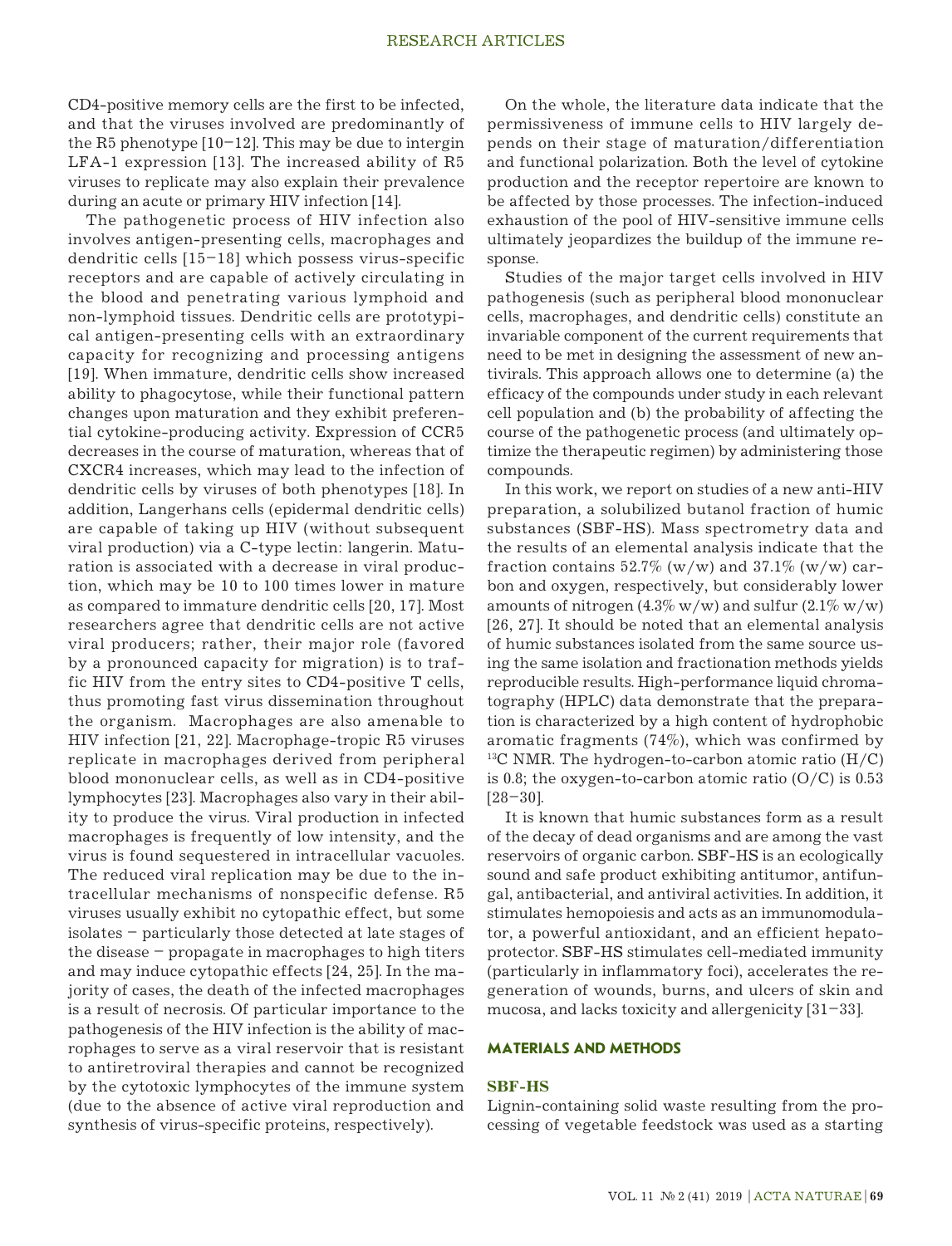CD4-positive memory cells are the first to be infected, and that the viruses involved are predominantly of the R5 phenotype [10–12]. This may be due to intergin LFA-1 expression [13]. The increased ability of R5 viruses to replicate may also explain their prevalence during an acute or primary HIV infection [14].

The pathogenetic process of HIV infection also involves antigen-presenting cells, macrophages and dendritic cells [15–18] which possess virus-specific receptors and are capable of actively circulating in the blood and penetrating various lymphoid and non-lymphoid tissues. Dendritic cells are prototypical antigen-presenting cells with an extraordinary capacity for recognizing and processing antigens [19]. When immature, dendritic cells show increased ability to phagocytose, while their functional pattern changes upon maturation and they exhibit preferential cytokine-producing activity. Expression of CCR5 decreases in the course of maturation, whereas that of CXCR4 increases, which may lead to the infection of dendritic cells by viruses of both phenotypes [18]. In addition, Langerhans cells (epidermal dendritic cells) are capable of taking up HIV (without subsequent viral production) via a C-type lectin: langerin. Maturation is associated with a decrease in viral production, which may be 10 to 100 times lower in mature as compared to immature dendritic cells [20, 17]. Most researchers agree that dendritic cells are not active viral producers; rather, their major role (favored by a pronounced capacity for migration) is to traffic HIV from the entry sites to CD4-positive T cells, thus promoting fast virus dissemination throughout the organism. Macrophages are also amenable to HIV infection [21, 22]. Macrophage-tropic R5 viruses replicate in macrophages derived from peripheral blood mononuclear cells, as well as in CD4-positive lymphocytes [23]. Macrophages also vary in their ability to produce the virus. Viral production in infected macrophages is frequently of low intensity, and the virus is found sequestered in intracellular vacuoles. The reduced viral replication may be due to the intracellular mechanisms of nonspecific defense. R5 viruses usually exhibit no cytopathic effect, but some isolates – particularly those detected at late stages of the disease – propagate in macrophages to high titers and may induce cytopathic effects [24, 25]. In the majority of cases, the death of the infected macrophages is a result of necrosis. Of particular importance to the pathogenesis of the HIV infection is the ability of macrophages to serve as a viral reservoir that is resistant to antiretroviral therapies and cannot be recognized by the cytotoxic lymphocytes of the immune system (due to the absence of active viral reproduction and synthesis of virus-specific proteins, respectively).

On the whole, the literature data indicate that the permissiveness of immune cells to HIV largely depends on their stage of maturation/differentiation and functional polarization. Both the level of cytokine production and the receptor repertoire are known to be affected by those processes. The infection-induced exhaustion of the pool of HIV-sensitive immune cells ultimately jeopardizes the buildup of the immune response.

Studies of the major target cells involved in HIV pathogenesis (such as peripheral blood mononuclear cells, macrophages, and dendritic cells) constitute an invariable component of the current requirements that need to be met in designing the assessment of new antivirals. This approach allows one to determine (a) the efficacy of the compounds under study in each relevant cell population and (b) the probability of affecting the course of the pathogenetic process (and ultimately optimize the therapeutic regimen) by administering those compounds.

In this work, we report on studies of a new anti-HIV preparation, a solubilized butanol fraction of humic substances (SBF-HS). Mass spectrometry data and the results of an elemental analysis indicate that the fraction contains 52.7% (w/w) and 37.1% (w/w) carbon and oxygen, respectively, but considerably lower amounts of nitrogen (4.3% w/w) and sulfur (2.1% w/w) [26, 27]. It should be noted that an elemental analysis of humic substances isolated from the same source using the same isolation and fractionation methods yields reproducible results. High-performance liquid chromatography (HPLC) data demonstrate that the preparation is characterized by a high content of hydrophobic aromatic fragments (74%), which was confirmed by $^{13}C$ NMR. The hydrogen-to-carbon atomic ratio (H/C) is 0.8; the oxygen-to-carbon atomic ratio (O/C) is 0.53 [28–30].

It is known that humic substances form as a result of the decay of dead organisms and are among the vast reservoirs of organic carbon. SBF-HS is an ecologically sound and safe product exhibiting antitumor, antifungal, antibacterial, and antiviral activities. In addition, it stimulates hemopoiesis and acts as an immunomodulator, a powerful antioxidant, and an efficient hepatoprotector. SBF-HS stimulates cell-mediated immunity (particularly in inflammatory foci), accelerates the regeneration of wounds, burns, and ulcers of skin and mucosa, and lacks toxicity and allergenicity [31–33].

## MATERIALS AND METHODS

### SBF-HS

Lignin-containing solid waste resulting from the processing of vegetable feedstock was used as a starting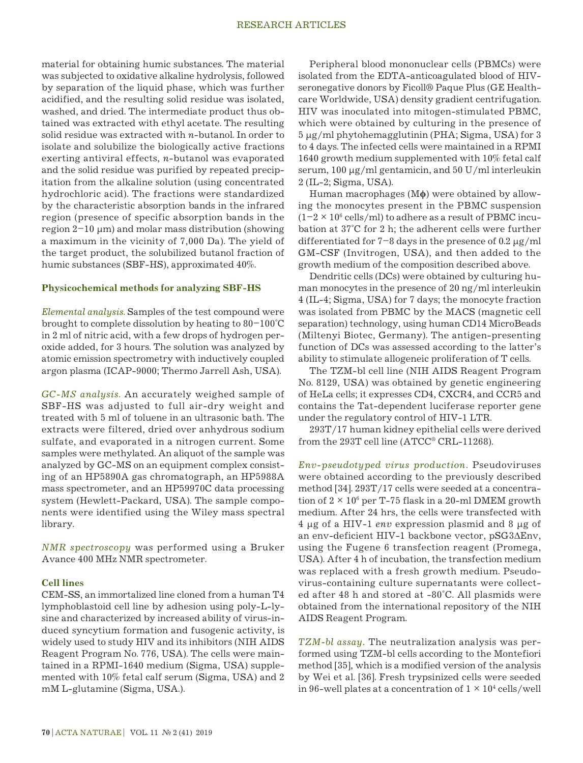material for obtaining humic substances. The material was subjected to oxidative alkaline hydrolysis, followed by separation of the liquid phase, which was further acidified, and the resulting solid residue was isolated, washed, and dried. The intermediate product thus obtained was extracted with ethyl acetate. The resulting solid residue was extracted with *n*-butanol. In order to isolate and solubilize the biologically active fractions exerting antiviral effects, *n*-butanol was evaporated and the solid residue was purified by repeated precipitation from the alkaline solution (using concentrated hydrochloric acid). The fractions were standardized by the characteristic absorption bands in the infrared region (presence of specific absorption bands in the region 2–10 μm) and molar mass distribution (showing a maximum in the vicinity of 7,000 Da). The yield of the target product, the solubilized butanol fraction of humic substances (SBF-HS), approximated 40%.

### Physicochemical methods for analyzing SBF-HS

*Elemental analysis.* Samples of the test compound were brought to complete dissolution by heating to 80–100°C in 2 ml of nitric acid, with a few drops of hydrogen peroxide added, for 3 hours. The solution was analyzed by atomic emission spectrometry with inductively coupled argon plasma (ICAP-9000; Thermo Jarrell Ash, USA).

*GC-MS analysis.* An accurately weighed sample of SBF-HS was adjusted to full air-dry weight and treated with 5 ml of toluene in an ultrasonic bath. The extracts were filtered, dried over anhydrous sodium sulfate, and evaporated in a nitrogen current. Some samples were methylated. An aliquot of the sample was analyzed by GC-MS on an equipment complex consisting of an HP5890A gas chromatograph, an HP5988A mass spectrometer, and an HP59970C data processing system (Hewlett-Packard, USA). The sample components were identified using the Wiley mass spectral library.

*NMR spectroscopy* was performed using a Bruker Avance 400 MHz NMR spectrometer.

### Cell lines

CEM-SS, an immortalized line cloned from a human T4 lymphoblastoid cell line by adhesion using poly-L-lysine and characterized by increased ability of virus-induced syncytium formation and fusogenic activity, is widely used to study HIV and its inhibitors (NIH AIDS Reagent Program No. 776, USA). The cells were maintained in a RPMI-1640 medium (Sigma, USA) supplemented with 10% fetal calf serum (Sigma, USA) and 2 mM L-glutamine (Sigma, USA.).

Peripheral blood mononuclear cells (PBMCs) were isolated from the EDTA-anticoagulated blood of HIV-seronegative donors by Ficoll® Paque Plus (GE Healthcare Worldwide, USA) density gradient centrifugation. HIV was inoculated into mitogen-stimulated PBMC, which were obtained by culturing in the presence of 5 μg/ml phytohemagglutinin (PHA; Sigma, USA) for 3 to 4 days. The infected cells were maintained in a RPMI 1640 growth medium supplemented with 10% fetal calf serum, 100 μg/ml gentamicin, and 50 U/ml interleukin 2 (IL-2; Sigma, USA).

Human macrophages (Mϕ) were obtained by allowing the monocytes present in the PBMC suspension ($1-2 \times 10^6$ cells/ml) to adhere as a result of PBMC incubation at 37°C for 2 h; the adherent cells were further differentiated for 7–8 days in the presence of 0.2 μg/ml GM-CSF (Invitrogen, USA), and then added to the growth medium of the composition described above.

Dendritic cells (DCs) were obtained by culturing human monocytes in the presence of 20 ng/ml interleukin 4 (IL-4; Sigma, USA) for 7 days; the monocyte fraction was isolated from PBMC by the MACS (magnetic cell separation) technology, using human CD14 MicroBeads (Miltenyi Biotec, Germany). The antigen-presenting function of DCs was assessed according to the latter's ability to stimulate allogeneic proliferation of T cells.

The TZM-bl cell line (NIH AIDS Reagent Program No. 8129, USA) was obtained by genetic engineering of HeLa cells; it expresses CD4, CXCR4, and CCR5 and contains the Tat-dependent luciferase reporter gene under the regulatory control of HIV-1 LTR.

293T/17 human kidney epithelial cells were derived from the 293T cell line (ATCC® CRL-11268).

*Env-pseudotyped virus production.* Pseudoviruses were obtained according to the previously described method [34]. 293T/17 cells were seeded at a concentration of $2 \times 10^6$ per T-75 flask in a 20-ml DMEM growth medium. After 24 hrs, the cells were transfected with 4 μg of a HIV-1 *env* expression plasmid and 8 μg of an env-deficient HIV-1 backbone vector, pSG3ΔEnv, using the Fugene 6 transfection reagent (Promega, USA). After 4 h of incubation, the transfection medium was replaced with a fresh growth medium. Pseudovirus-containing culture supernatants were collected after 48 h and stored at -80°C. All plasmids were obtained from the international repository of the NIH AIDS Reagent Program.

*TZM-bl assay.* The neutralization analysis was performed using TZM-bl cells according to the Montefiori method [35], which is a modified version of the analysis by Wei et al. [36]. Fresh trypsinized cells were seeded in 96-well plates at a concentration of $1 \times 10^4$ cells/well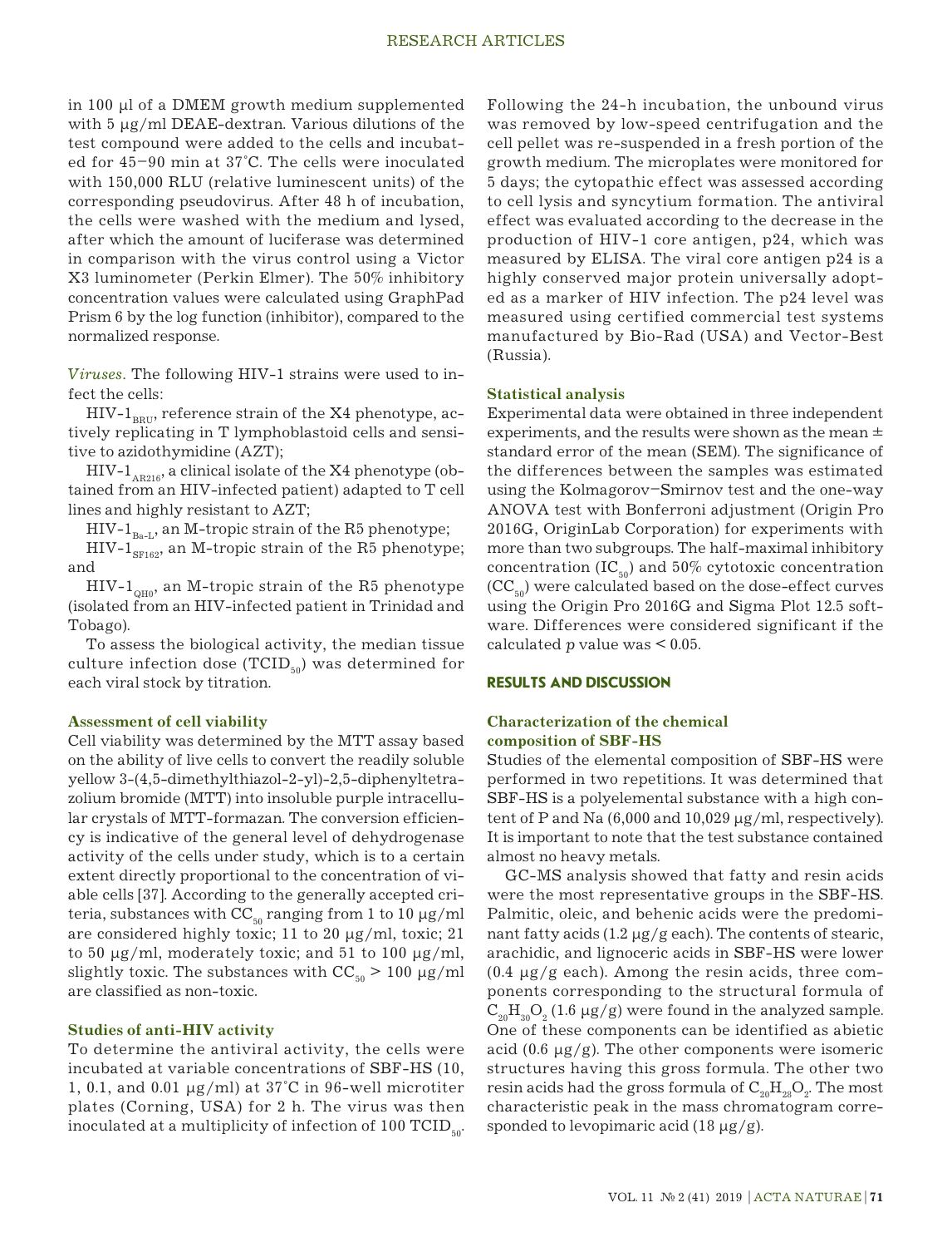in 100 µl of a DMEM growth medium supplemented with 5 µg/ml DEAE-dextran. Various dilutions of the test compound were added to the cells and incubated for 45–90 min at 37°C. The cells were inoculated with 150,000 RLU (relative luminescent units) of the corresponding pseudovirus. After 48 h of incubation, the cells were washed with the medium and lysed, after which the amount of luciferase was determined in comparison with the virus control using a Victor X3 luminometer (Perkin Elmer). The 50% inhibitory concentration values were calculated using GraphPad Prism 6 by the log function (inhibitor), compared to the normalized response.

*Viruses*. The following HIV-1 strains were used to infect the cells:

HIV-$1_{BRU}$, reference strain of the X4 phenotype, actively replicating in T lymphoblastoid cells and sensitive to azidothymidine (AZT);

HIV-$1_{AR216}$, a clinical isolate of the X4 phenotype (obtained from an HIV-infected patient) adapted to T cell lines and highly resistant to AZT;

HIV-$1_{Ba-L}$, an M-tropic strain of the R5 phenotype;

HIV-$1_{SF162}$, an M-tropic strain of the R5 phenotype; and

HIV-$1_{QH0}$, an M-tropic strain of the R5 phenotype (isolated from an HIV-infected patient in Trinidad and Tobago).

To assess the biological activity, the median tissue culture infection dose ($TCID_{50}$) was determined for each viral stock by titration.

### Assessment of cell viability

Cell viability was determined by the MTT assay based on the ability of live cells to convert the readily soluble yellow 3-(4,5-dimethylthiazol-2-yl)-2,5-diphenyltetrazolium bromide (MTT) into insoluble purple intracellular crystals of MTT-formazan. The conversion efficiency is indicative of the general level of dehydrogenase activity of the cells under study, which is to a certain extent directly proportional to the concentration of viable cells [37]. According to the generally accepted criteria, substances with $CC_{50}$ ranging from 1 to 10 µg/ml are considered highly toxic; 11 to 20 µg/ml, toxic; 21 to 50 µg/ml, moderately toxic; and 51 to 100 µg/ml, slightly toxic. The substances with $CC_{50}$ > 100 µg/ml are classified as non-toxic.

### Studies of anti-HIV activity

To determine the antiviral activity, the cells were incubated at variable concentrations of SBF-HS (10, 1, 0.1, and 0.01 µg/ml) at 37°C in 96-well microtiter plates (Corning, USA) for 2 h. The virus was then inoculated at a multiplicity of infection of 100 $TCID_{50}$. Following the 24-h incubation, the unbound virus was removed by low-speed centrifugation and the cell pellet was re-suspended in a fresh portion of the growth medium. The microplates were monitored for 5 days; the cytopathic effect was assessed according to cell lysis and syncytium formation. The antiviral effect was evaluated according to the decrease in the production of HIV-1 core antigen, p24, which was measured by ELISA. The viral core antigen p24 is a highly conserved major protein universally adopted as a marker of HIV infection. The p24 level was measured using certified commercial test systems manufactured by Bio-Rad (USA) and Vector-Best (Russia).

### Statistical analysis

Experimental data were obtained in three independent experiments, and the results were shown as the mean ± standard error of the mean (SEM). The significance of the differences between the samples was estimated using the Kolmagorov–Smirnov test and the one-way ANOVA test with Bonferroni adjustment (Origin Pro 2016G, OriginLab Corporation) for experiments with more than two subgroups. The half-maximal inhibitory concentration ($IC_{50}$) and 50% cytotoxic concentration ($CC_{50}$) were calculated based on the dose-effect curves using the Origin Pro 2016G and Sigma Plot 12.5 software. Differences were considered significant if the calculated $p$ value was $< 0.05$.

## RESULTS AND DISCUSSION

### Characterization of the chemical composition of SBF-HS

Studies of the elemental composition of SBF-HS were performed in two repetitions. It was determined that SBF-HS is a polyelemental substance with a high content of P and Na (6,000 and 10,029 µg/ml, respectively). It is important to note that the test substance contained almost no heavy metals.

GC-MS analysis showed that fatty and resin acids were the most representative groups in the SBF-HS. Palmitic, oleic, and behenic acids were the predominant fatty acids (1.2 µg/g each). The contents of stearic, arachidic, and lignoceric acids in SBF-HS were lower (0.4 µg/g each). Among the resin acids, three components corresponding to the structural formula of $C_{20}H_{30}O_2$ (1.6 µg/g) were found in the analyzed sample. One of these components can be identified as abietic acid (0.6 µg/g). The other components were isomeric structures having this gross formula. The other two resin acids had the gross formula of $C_{20}H_{28}O_2$. The most characteristic peak in the mass chromatogram corresponded to levopimaric acid (18 µg/g).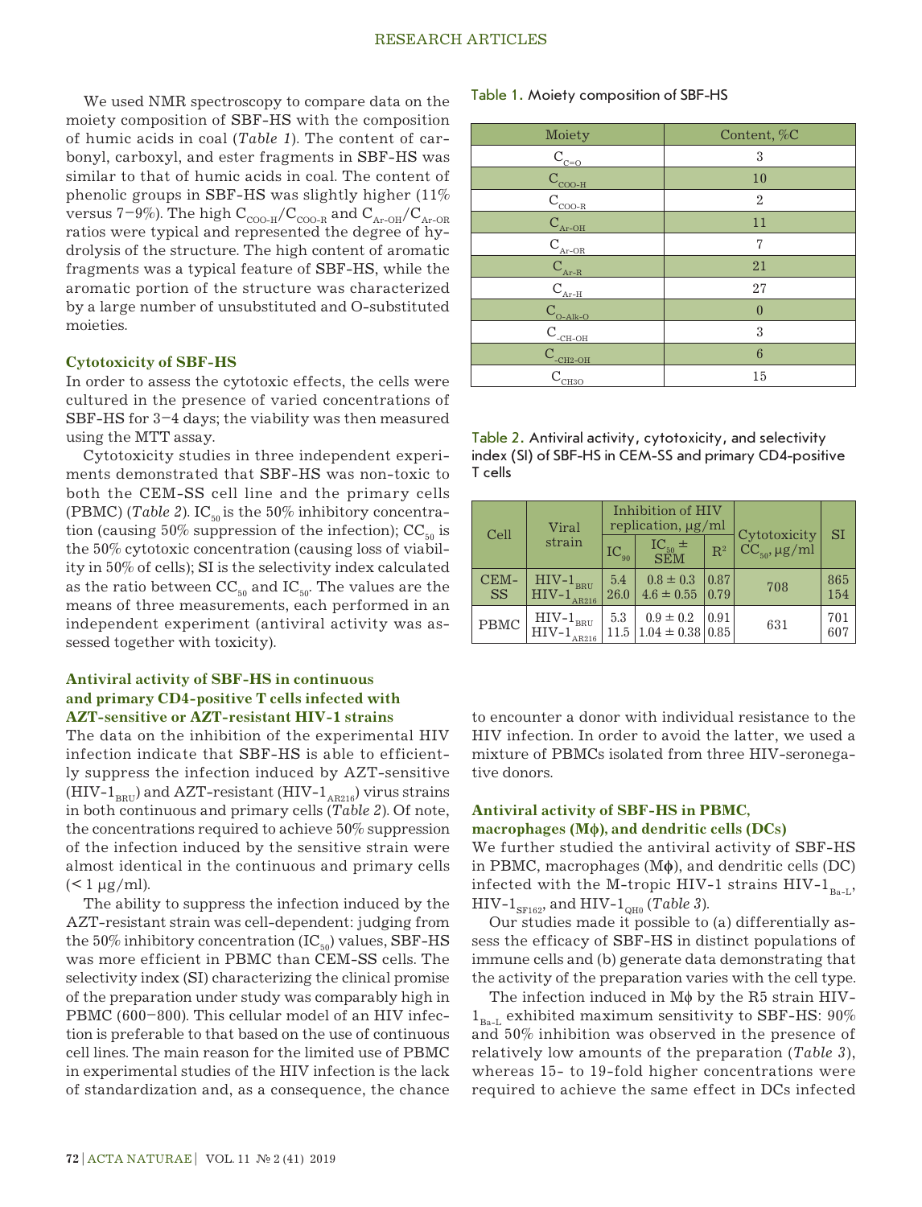We used NMR spectroscopy to compare data on the moiety composition of SBF-HS with the composition of humic acids in coal (*Table 1*). The content of carbonyl, carboxyl, and ester fragments in SBF-HS was similar to that of humic acids in coal. The content of phenolic groups in SBF-HS was slightly higher (11% versus 7–9%). The high $C_{COO-H}/C_{COO-R}$ and $C_{Ar-OH}/C_{Ar-OR}$ ratios were typical and represented the degree of hydrolysis of the structure. The high content of aromatic fragments was a typical feature of SBF-HS, while the aromatic portion of the structure was characterized by a large number of unsubstituted and O-substituted moieties.

### Cytotoxicity of SBF-HS

In order to assess the cytotoxic effects, the cells were cultured in the presence of varied concentrations of SBF-HS for 3–4 days; the viability was then measured using the MTT assay.

Cytotoxicity studies in three independent experiments demonstrated that SBF-HS was non-toxic to both the CEM-SS cell line and the primary cells (PBMC) (*Table 2*). $IC_{50}$ is the 50% inhibitory concentration (causing 50% suppression of the infection); $CC_{50}$ is the 50% cytotoxic concentration (causing loss of viability in 50% of cells); SI is the selectivity index calculated as the ratio between $CC_{50}$ and $IC_{50}$. The values are the means of three measurements, each performed in an independent experiment (antiviral activity was assessed together with toxicity).

### Antiviral activity of SBF-HS in continuous and primary CD4-positive T cells infected with AZT-sensitive or AZT-resistant HIV-1 strains

The data on the inhibition of the experimental HIV infection indicate that SBF-HS is able to efficiently suppress the infection induced by AZT-sensitive (HIV-$1_{BRU}$) and AZT-resistant (HIV-$1_{AR216}$) virus strains in both continuous and primary cells (*Table 2*). Of note, the concentrations required to achieve 50% suppression of the infection induced by the sensitive strain were almost identical in the continuous and primary cells (< 1 μg/ml).

The ability to suppress the infection induced by the AZT-resistant strain was cell-dependent: judging from the 50% inhibitory concentration ($IC_{50}$) values, SBF-HS was more efficient in PBMC than CEM-SS cells. The selectivity index (SI) characterizing the clinical promise of the preparation under study was comparably high in PBMC (600–800). This cellular model of an HIV infection is preferable to that based on the use of continuous cell lines. The main reason for the limited use of PBMC in experimental studies of the HIV infection is the lack of standardization and, as a consequence, the chance to encounter a donor with individual resistance to the HIV infection. In order to avoid the latter, we used a mixture of PBMCs isolated from three HIV-seronegative donors.

Table 1. Moiety composition of SBF-HS

| Moiety | Content, %C |
|---|---|
| $C_{C=O}$ | 3 |
| $C_{COO-H}$ | 10 |
| $C_{COO-R}$ | 2 |
| $C_{Ar-OH}$ | 11 |
| $C_{Ar-OR}$ | 7 |
| $C_{Ar-R}$ | 21 |
| $C_{Ar-H}$ | 27 |
| $C_{O-Alk-O}$ | 0 |
| $C_{-CH-OH}$ | 3 |
| $C_{-CH2-OH}$ | 6 |
| $C_{CH3O}$ | 15 |

Table 2. Antiviral activity, cytotoxicity, and selectivity index (SI) of SBF-HS in CEM-SS and primary CD4-positive T cells

| Cell | Viral strain | Inhibition of HIV replication, μg/ml | | | Cytotoxicity $CC_{50}$, μg/ml | SI |
|---|---|---|---|---|---|---|
| | | $IC_{90}$ | $IC_{50}$ ± SEM | $R^2$ | | |
| CEM-SS | HIV-$1_{BRU}$ | 5.4 | 0.8 ± 0.3 | 0.87 | 708 | 865 |
| | HIV-$1_{AR216}$ | 26.0 | 4.6 ± 0.55 | 0.79 | | 154 |
| PBMC | HIV-$1_{BRU}$ | 5.3 | 0.9 ± 0.2 | 0.91 | 631 | 701 |
| | HIV-$1_{AR216}$ | 11.5 | 1.04 ± 0.38 | 0.85 | | 607 |

### Antiviral activity of SBF-HS in PBMC, macrophages (Mϕ), and dendritic cells (DCs)

We further studied the antiviral activity of SBF-HS in PBMC, macrophages (Mϕ), and dendritic cells (DC) infected with the M-tropic HIV-1 strains HIV-$1_{Ba-L}$, HIV-$1_{SF162}$, and HIV-$1_{QH0}$ (*Table 3*).

Our studies made it possible to (a) differentially assess the efficacy of SBF-HS in distinct populations of immune cells and (b) generate data demonstrating that the activity of the preparation varies with the cell type.

The infection induced in Mϕ by the R5 strain HIV-$1_{Ba-L}$ exhibited maximum sensitivity to SBF-HS: 90% and 50% inhibition was observed in the presence of relatively low amounts of the preparation (*Table 3*), whereas 15- to 19-fold higher concentrations were required to achieve the same effect in DCs infected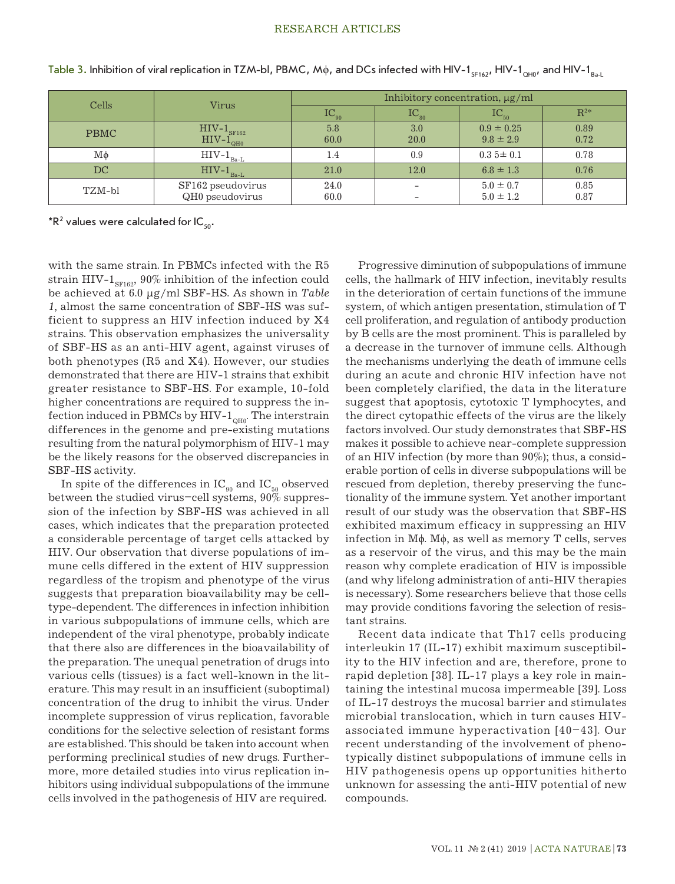Table 3. Inhibition of viral replication in TZM-bl, PBMC, Mϕ, and DCs infected with HIV-$1_{SF162}$, HIV-$1_{QH0}$, and HIV-$1_{Ba\text{-}L}$

| Cells | Virus | Inhibitory concentration, μg/ml | | | |
|---|---|---|---|---|---|
| | | $IC_{90}$ | $IC_{80}$ | $IC_{50}$ | $R^{2*}$ |
| PBMC | HIV-$1_{SF162}$<br>HIV-$1_{QH0}$ | 5.8<br>60.0 | 3.0<br>20.0 | 0.9 ± 0.25<br>9.8 ± 2.9 | 0.89<br>0.72 |
| Mϕ | HIV-$1_{Ba\text{-}L}$ | 1.4 | 0.9 | 0.3 5± 0.1 | 0.78 |
| DC | HIV-$1_{Ba\text{-}L}$ | 21.0 | 12.0 | 6.8 ± 1.3 | 0.76 |
| TZM-bl | SF162 pseudovirus<br>QH0 pseudovirus | 24.0<br>60.0 | -<br>- | 5.0 ± 0.7<br>5.0 ± 1.2 | 0.85<br>0.87 |

*$R^2$ values were calculated for $IC_{50}$.

with the same strain. In PBMCs infected with the R5 strain HIV-$1_{SF162}$, 90% inhibition of the infection could be achieved at 6.0 μg/ml SBF-HS. As shown in *Table 1*, almost the same concentration of SBF-HS was sufficient to suppress an HIV infection induced by X4 strains. This observation emphasizes the universality of SBF-HS as an anti-HIV agent, against viruses of both phenotypes (R5 and X4). However, our studies demonstrated that there are HIV-1 strains that exhibit greater resistance to SBF-HS. For example, 10-fold higher concentrations are required to suppress the infection induced in PBMCs by HIV-$1_{QH0}$. The interstrain differences in the genome and pre-existing mutations resulting from the natural polymorphism of HIV-1 may be the likely reasons for the observed discrepancies in SBF-HS activity.

In spite of the differences in $IC_{90}$ and $IC_{50}$ observed between the studied virus–cell systems, 90% suppression of the infection by SBF-HS was achieved in all cases, which indicates that the preparation protected a considerable percentage of target cells attacked by HIV. Our observation that diverse populations of immune cells differed in the extent of HIV suppression regardless of the tropism and phenotype of the virus suggests that preparation bioavailability may be cell-type-dependent. The differences in infection inhibition in various subpopulations of immune cells, which are independent of the viral phenotype, probably indicate that there also are differences in the bioavailability of the preparation. The unequal penetration of drugs into various cells (tissues) is a fact well-known in the literature. This may result in an insufficient (suboptimal) concentration of the drug to inhibit the virus. Under incomplete suppression of virus replication, favorable conditions for the selective selection of resistant forms are established. This should be taken into account when performing preclinical studies of new drugs. Furthermore, more detailed studies into virus replication inhibitors using individual subpopulations of the immune cells involved in the pathogenesis of HIV are required.

Progressive diminution of subpopulations of immune cells, the hallmark of HIV infection, inevitably results in the deterioration of certain functions of the immune system, of which antigen presentation, stimulation of T cell proliferation, and regulation of antibody production by B cells are the most prominent. This is paralleled by a decrease in the turnover of immune cells. Although the mechanisms underlying the death of immune cells during an acute and chronic HIV infection have not been completely clarified, the data in the literature suggest that apoptosis, cytotoxic T lymphocytes, and the direct cytopathic effects of the virus are the likely factors involved. Our study demonstrates that SBF-HS makes it possible to achieve near-complete suppression of an HIV infection (by more than 90%); thus, a considerable portion of cells in diverse subpopulations will be rescued from depletion, thereby preserving the functionality of the immune system. Yet another important result of our study was the observation that SBF-HS exhibited maximum efficacy in suppressing an HIV infection in Mϕ. Mϕ, as well as memory T cells, serves as a reservoir of the virus, and this may be the main reason why complete eradication of HIV is impossible (and why lifelong administration of anti-HIV therapies is necessary). Some researchers believe that those cells may provide conditions favoring the selection of resistant strains.

Recent data indicate that Th17 cells producing interleukin 17 (IL-17) exhibit maximum susceptibility to the HIV infection and are, therefore, prone to rapid depletion [38]. IL-17 plays a key role in maintaining the intestinal mucosa impermeable [39]. Loss of IL-17 destroys the mucosal barrier and stimulates microbial translocation, which in turn causes HIV-associated immune hyperactivation [40–43]. Our recent understanding of the involvement of phenotypically distinct subpopulations of immune cells in HIV pathogenesis opens up opportunities hitherto unknown for assessing the anti-HIV potential of new compounds.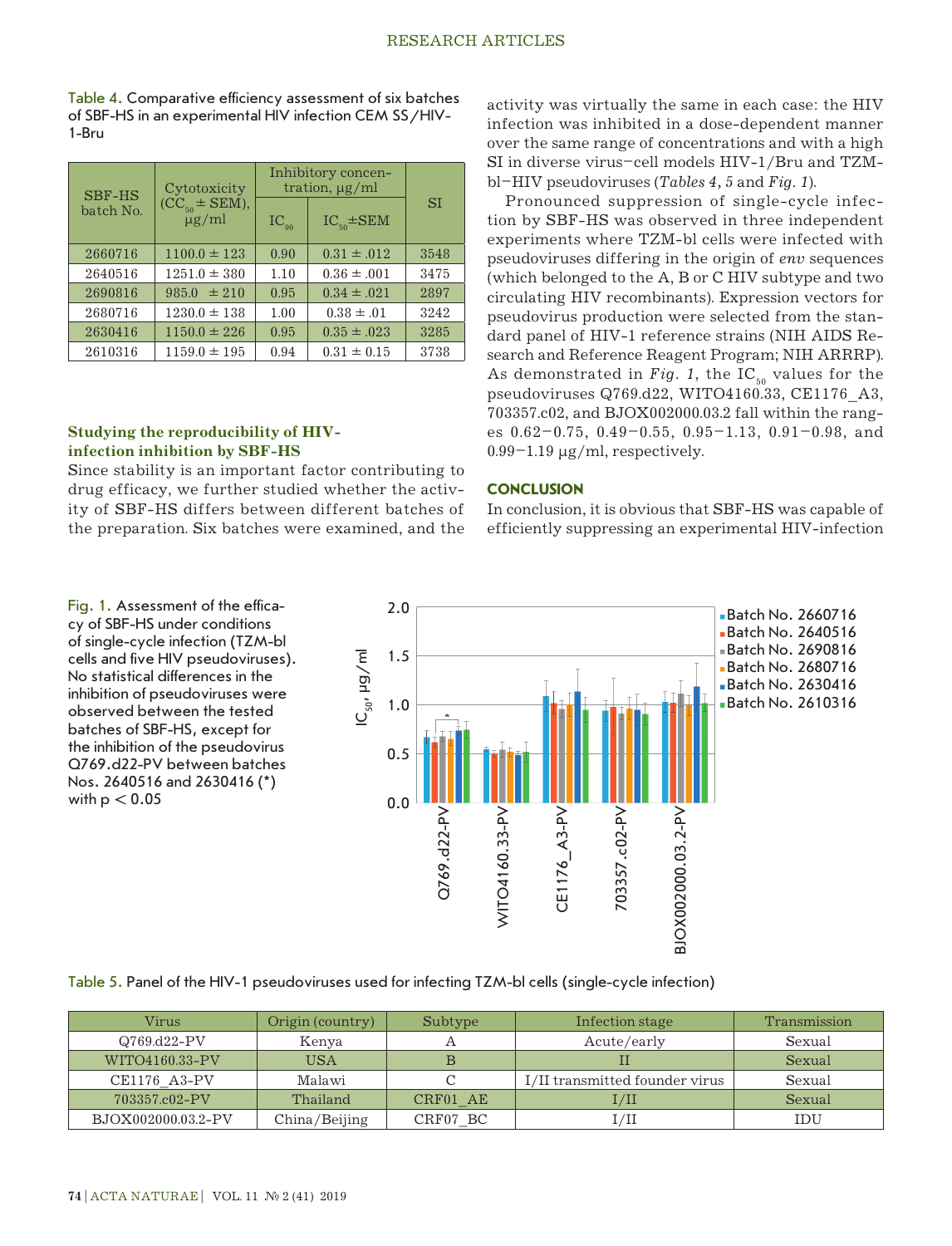Table 4. Comparative efficiency assessment of six batches of SBF-HS in an experimental HIV infection CEM SS/HIV-1-Bru

| SBF-HS batch No. | Cytotoxicity ($CC_{50}$ ± SEM), μg/ml | Inhibitory concentration, μg/ml | | SI |
|---|---|---|---|---|
| | | $IC_{90}$ | $IC_{50}$±SEM | |
| 2660716 | 1100.0 ± 123 | 0.90 | 0.31 ± .012 | 3548 |
| 2640516 | 1251.0 ± 380 | 1.10 | 0.36 ± .001 | 3475 |
| 2690816 | 985.0 ± 210 | 0.95 | 0.34 ± .021 | 2897 |
| 2680716 | 1230.0 ± 138 | 1.00 | 0.38 ± .01 | 3242 |
| 2630416 | 1150.0 ± 226 | 0.95 | 0.35 ± .023 | 3285 |
| 2610316 | 1159.0 ± 195 | 0.94 | 0.31 ± 0.15 | 3738 |

### Studying the reproducibility of HIV-infection inhibition by SBF-HS

Since stability is an important factor contributing to drug efficacy, we further studied whether the activity of SBF-HS differs between different batches of the preparation. Six batches were examined, and the activity was virtually the same in each case: the HIV infection was inhibited in a dose-dependent manner over the same range of concentrations and with a high SI in diverse virus–cell models HIV-1/Bru and TZM-bl–HIV pseudoviruses (*Tables 4, 5* and *Fig. 1*).

Pronounced suppression of single-cycle infection by SBF-HS was observed in three independent experiments where TZM-bl cells were infected with pseudoviruses differing in the origin of *env* sequences (which belonged to the A, B or C HIV subtype and two circulating HIV recombinants). Expression vectors for pseudovirus production were selected from the standard panel of HIV-1 reference strains (NIH AIDS Research and Reference Reagent Program; NIH ARRRP). As demonstrated in *Fig. 1*, the $IC_{50}$ values for the pseudoviruses Q769.d22, WITO4160.33, CE1176_A3, 703357.c02, and BJOX002000.03.2 fall within the ranges 0.62–0.75, 0.49–0.55, 0.95–1.13, 0.91–0.98, and 0.99–1.19 μg/ml, respectively.

## CONCLUSION

In conclusion, it is obvious that SBF-HS was capable of efficiently suppressing an experimental HIV-infection

Fig. 1. Assessment of the efficacy of SBF-HS under conditions of single-cycle infection (TZM-bl cells and five HIV pseudoviruses). No statistical differences in the inhibition of pseudoviruses were observed between the tested batches of SBF-HS, except for the inhibition of the pseudovirus Q769.d22-PV between batches Nos. 2640516 and 2630416 (*) with $p < 0.05$

Table 5. Panel of the HIV-1 pseudoviruses used for infecting TZM-bl cells (single-cycle infection)

| Virus | Origin (country) | Subtype | Infection stage | Transmission |
|---|---|---|---|---|
| Q769.d22-PV | Kenya | A | Acute/early | Sexual |
| WITO4160.33-PV | USA | B | II | Sexual |
| CE1176_A3-PV | Malawi | C | I/II transmitted founder virus | Sexual |
| 703357.c02-PV | Thailand | CRF01_AE | I/II | Sexual |
| BJOX002000.03.2-PV | China/Beijing | CRF07_BC | I/II | IDU |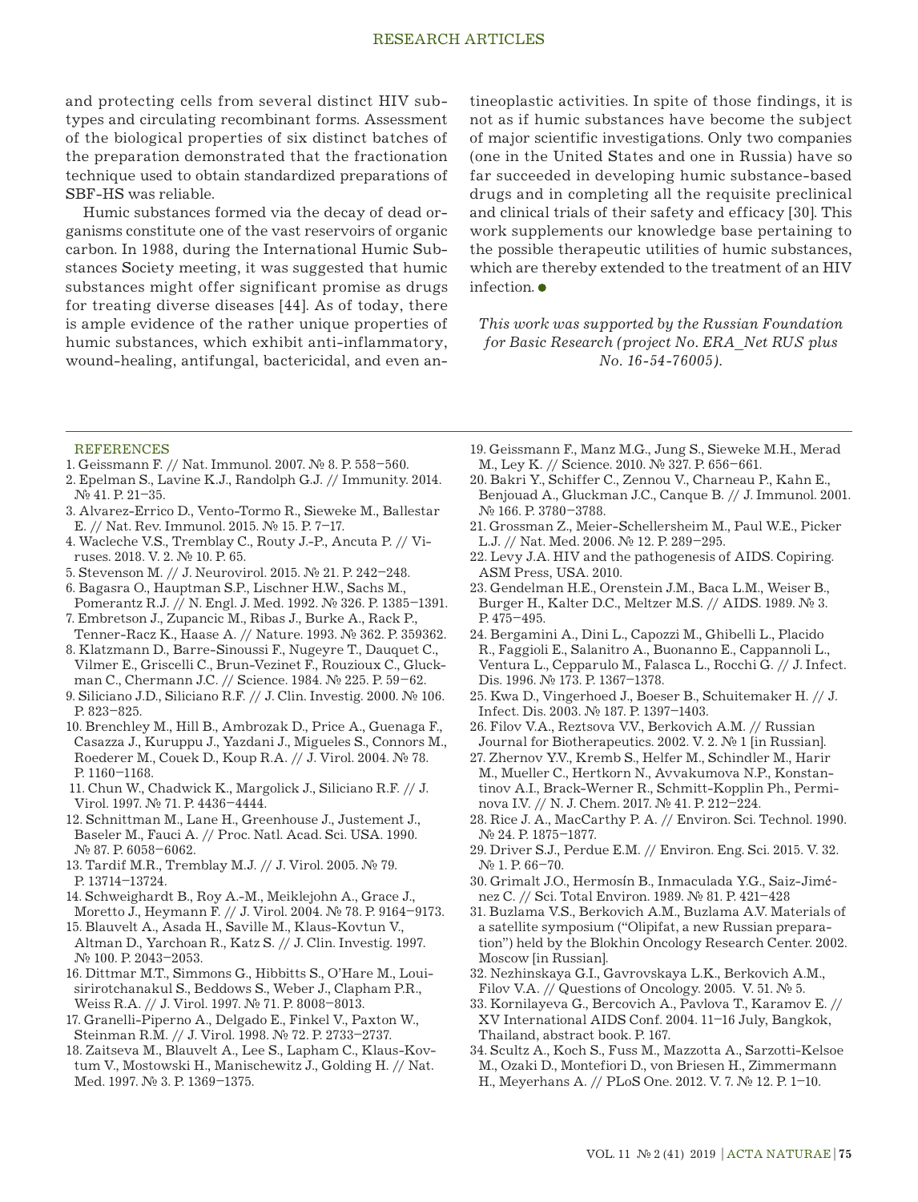and protecting cells from several distinct HIV subtypes and circulating recombinant forms. Assessment of the biological properties of six distinct batches of the preparation demonstrated that the fractionation technique used to obtain standardized preparations of SBF-HS was reliable.

Humic substances formed via the decay of dead organisms constitute one of the vast reservoirs of organic carbon. In 1988, during the International Humic Substances Society meeting, it was suggested that humic substances might offer significant promise as drugs for treating diverse diseases [44]. As of today, there is ample evidence of the rather unique properties of humic substances, which exhibit anti-inflammatory, wound-healing, antifungal, bactericidal, and even antineoplastic activities. In spite of those findings, it is not as if humic substances have become the subject of major scientific investigations. Only two companies (one in the United States and one in Russia) have so far succeeded in developing humic substance-based drugs and in completing all the requisite preclinical and clinical trials of their safety and efficacy [30]. This work supplements our knowledge base pertaining to the possible therapeutic utilities of humic substances, which are thereby extended to the treatment of an HIV infection. ●

*This work was supported by the Russian Foundation for Basic Research (project No. ERA_Net RUS plus No. 16-54-76005).*

## REFERENCES

1. Geissmann F. // Nat. Immunol. 2007. № 8. P. 558–560.
2. Epelman S., Lavine K.J., Randolph G.J. // Immunity. 2014. № 41. P. 21–35.
3. Alvarez-Errico D., Vento-Tormo R., Sieweke M., Ballestar E. // Nat. Rev. Immunol. 2015. № 15. P. 7–17.
4. Wacleche V.S., Tremblay C., Routy J.-P., Ancuta P. // Viruses. 2018. V. 2. № 10. P. 65.
5. Stevenson M. // J. Neurovirol. 2015. № 21. P. 242–248.
6. Bagasra O., Hauptman S.P., Lischner H.W., Sachs M., Pomerantz R.J. // N. Engl. J. Med. 1992. № 326. P. 1385–1391.
7. Embretson J., Zupancic M., Ribas J., Burke A., Rack P., Tenner-Racz K., Haase A. // Nature. 1993. № 362. P. 359362.
8. Klatzmann D., Barre-Sinoussi F., Nugeyre T., Dauquet C., Vilmer E., Griscelli C., Brun-Vezinet F., Rouzioux C., Gluckman C., Chermann J.C. // Science. 1984. № 225. P. 59–62.
9. Siliciano J.D., Siliciano R.F. // J. Clin. Investig. 2000. № 106. P. 823–825.
10. Brenchley M., Hill B., Ambrozak D., Price A., Guenaga F., Casazza J., Kuruppu J., Yazdani J., Migueles S., Connors M., Roederer M., Couek D., Koup R.A. // J. Virol. 2004. № 78. P. 1160–1168.
11. Chun W., Chadwick K., Margolick J., Siliciano R.F. // J. Virol. 1997. № 71. P. 4436–4444.
12. Schnittman M., Lane H., Greenhouse J., Justement J., Baseler M., Fauci A. // Proc. Natl. Acad. Sci. USA. 1990. № 87. P. 6058–6062.
13. Tardif M.R., Tremblay M.J. // J. Virol. 2005. № 79. P. 13714–13724.
14. Schweighardt B., Roy A.-M., Meiklejohn A., Grace J., Moretto J., Heymann F. // J. Virol. 2004. № 78. P. 9164–9173.
15. Blauvelt A., Asada H., Saville M., Klaus-Kovtun V., Altman D., Yarchoan R., Katz S. // J. Clin. Investig. 1997. № 100. P. 2043–2053.
16. Dittmar M.T., Simmons G., Hibbitts S., O'Hare M., Louisirirotchanakul S., Beddows S., Weber J., Clapham P.R., Weiss R.A. // J. Virol. 1997. № 71. P. 8008–8013.
17. Granelli-Piperno A., Delgado E., Finkel V., Paxton W., Steinman R.M. // J. Virol. 1998. № 72. P. 2733–2737.
18. Zaitseva M., Blauvelt A., Lee S., Lapham C., Klaus-Kovtum V., Mostowski H., Manischewitz J., Golding H. // Nat. Med. 1997. № 3. P. 1369–1375.
19. Geissmann F., Manz M.G., Jung S., Sieweke M.H., Merad M., Ley K. // Science. 2010. № 327. P. 656–661.
20. Bakri Y., Schiffer C., Zennou V., Charneau P., Kahn E., Benjouad A., Gluckman J.C., Canque B. // J. Immunol. 2001. № 166. P. 3780–3788.
21. Grossman Z., Meier-Schellersheim M., Paul W.E., Picker L.J. // Nat. Med. 2006. № 12. P. 289–295.
22. Levy J.A. HIV and the pathogenesis of AIDS. Copiring. ASM Press, USA. 2010.
23. Gendelman H.E., Orenstein J.M., Baca L.M., Weiser B., Burger H., Kalter D.C., Meltzer M.S. // AIDS. 1989. № 3. P. 475–495.
24. Bergamini A., Dini L., Capozzi M., Ghibelli L., Placido R., Faggioli E., Salanitro A., Buonanno E., Cappannoli L., Ventura L., Cepparulo M., Falasca L., Rocchi G. // J. Infect. Dis. 1996. № 173. P. 1367–1378.
25. Kwa D., Vingerhoed J., Boeser B., Schuitemaker H. // J. Infect. Dis. 2003. № 187. P. 1397–1403.
26. Filov V.A., Reztsova V.V., Berkovich A.M. // Russian Journal for Biotherapeutics. 2002. V. 2. № 1 [in Russian].
27. Zhernov Y.V., Kremb S., Helfer M., Schindler M., Harir M., Mueller C., Hertkorn N., Avvakumova N.P., Konstantinov A.I., Brack-Werner R., Schmitt-Kopplin Ph., Perminova I.V. // N. J. Chem. 2017. № 41. P. 212–224.
28. Rice J. A., MacCarthy P. A. // Environ. Sci. Technol. 1990. № 24. P. 1875–1877.
29. Driver S.J., Perdue E.M. // Environ. Eng. Sci. 2015. V. 32. № 1. P. 66–70.
30. Grimalt J.O., Hermosín B., Inmaculada Y.G., Saiz-Jiménez C. // Sci. Total Environ. 1989. № 81. P. 421–428
31. Buzlama V.S., Berkovich A.M., Buzlama A.V. Materials of a satellite symposium ("Olipifat, a new Russian preparation") held by the Blokhin Oncology Research Center. 2002. Moscow [in Russian].
32. Nezhinskaya G.I., Gavrovskaya L.K., Berkovich A.M., Filov V.A. // Questions of Oncology. 2005. V. 51. № 5.
33. Kornilayeva G., Bercovich A., Pavlova T., Karamov E. // XV International AIDS Conf. 2004. 11–16 July, Bangkok, Thailand, abstract book. P. 167.
34. Scultz A., Koch S., Fuss M., Mazzotta A., Sarzotti-Kelsoe M., Ozaki D., Montefiori D., von Briesen H., Zimmermann H., Meyerhans A. // PLoS One. 2012. V. 7. № 12. P. 1–10.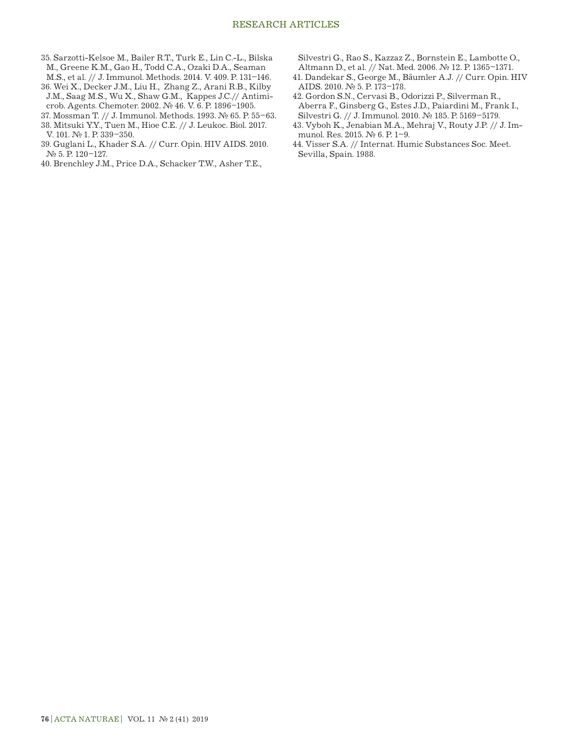35. Sarzotti-Kelsoe M., Bailer R.T., Turk E., Lin C.-L., Bilska M., Greene K.M., Gao H., Todd C.A., Ozaki D.A., Seaman M.S., et al. // J. Immunol. Methods. 2014. V. 409. P. 131–146.
36. Wei X., Decker J.M., Liu H., Zhang Z., Arani R.B., Kilby J.M., Saag M.S., Wu X., Shaw G.M., Kappes J.C.// Antimicrob. Agents. Chemoter. 2002. № 46. V. 6. P. 1896–1905.
37. Mossman T. // J. Immunol. Methods. 1993. № 65. P. 55–63.
38. Mitsuki Y.Y., Tuen M., Hioe C.E. // J. Leukoc. Biol. 2017. V. 101. № 1. P. 339–350.
39. Guglani L., Khader S.A. // Curr. Opin. HIV AIDS. 2010. № 5. P. 120–127.
40. Brenchley J.M., Price D.A., Schacker T.W., Asher T.E., Silvestri G., Rao S., Kazzaz Z., Bornstein E., Lambotte O., Altmann D., et al. // Nat. Med. 2006. № 12. P. 1365–1371.
41. Dandekar S., George M., Bäumler A.J. // Curr. Opin. HIV AIDS. 2010. № 5. P. 173–178.
42. Gordon S.N., Cervasi B., Odorizzi P., Silverman R., Aberra F., Ginsberg G., Estes J.D., Paiardini M., Frank I., Silvestri G. // J. Immunol. 2010. № 185. P. 5169–5179.
43. Vyboh K., Jenabian M.A., Mehraj V., Routy J.P. // J. Immunol. Res. 2015. № 6. P. 1–9.
44. Visser S.A. // Internat. Humic Substances Soc. Meet. Sevilla, Spain. 1988.